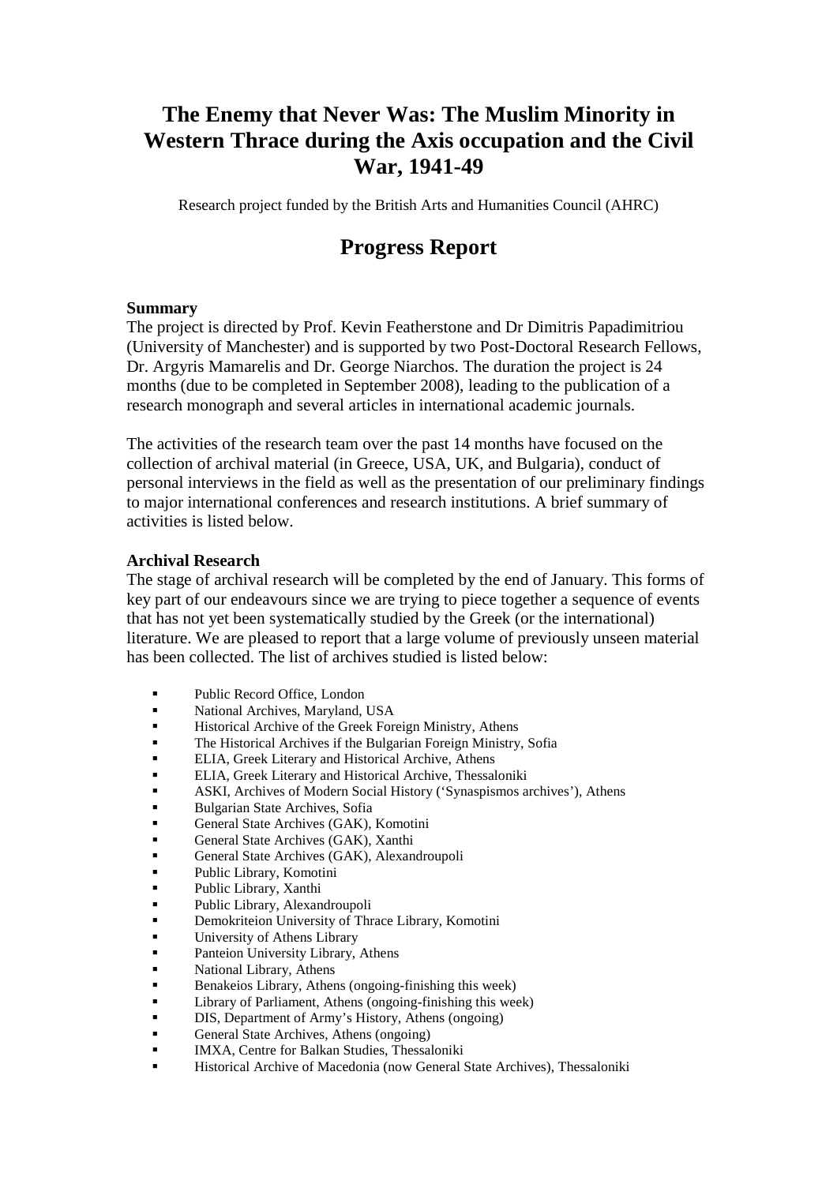# The Enemy that Never Was: The Muslim Minority in Western Thrace during the Axis occupation and the Civil War, 1941-49

Research project funded by the British Arts and Humanities Council (AHRC)

## Progress Report

**Summary**

The project is directed by Prof. Kevin Featherstone and Dr Dimitris Papadimitriou (University of Manchester) and is supported by two Post-Doctoral Research Fellows, Dr. Argyris Mamarelis and Dr. George Niarchos. The duration the project is 24 months (due to be completed in September 2008), leading to the publication of a research monograph and several articles in international academic journals.

The activities of the research team over the past 14 months have focused on the collection of archival material (in Greece, USA, UK, and Bulgaria), conduct of personal interviews in the field as well as the presentation of our preliminary findings to major international conferences and research institutions. A brief summary of activities is listed below.

**Archival Research**

The stage of archival research will be completed by the end of January. This forms of key part of our endeavours since we are trying to piece together a sequence of events that has not yet been systematically studied by the Greek (or the international) literature. We are pleased to report that a large volume of previously unseen material has been collected. The list of archives studied is listed below:

- Public Record Office, London
- National Archives, Maryland, USA
- Historical Archive of the Greek Foreign Ministry, Athens
- The Historical Archives if the Bulgarian Foreign Ministry, Sofia
- ELIA, Greek Literary and Historical Archive, Athens
- ELIA, Greek Literary and Historical Archive, Thessaloniki
- ASKI, Archives of Modern Social History ('Synaspismos archives'), Athens
- Bulgarian State Archives, Sofia
- General State Archives (GAK), Komotini
- General State Archives (GAK), Xanthi
- General State Archives (GAK), Alexandroupoli
- Public Library, Komotini
- Public Library, Xanthi
- Public Library, Alexandroupoli
- Demokriteion University of Thrace Library, Komotini
- University of Athens Library
- Panteion University Library, Athens
- National Library, Athens
- Benakeios Library, Athens (ongoing-finishing this week)
- Library of Parliament, Athens (ongoing-finishing this week)
- DIS, Department of Army's History, Athens (ongoing)
- General State Archives, Athens (ongoing)
- IMXA, Centre for Balkan Studies, Thessaloniki
- Historical Archive of Macedonia (now General State Archives), Thessaloniki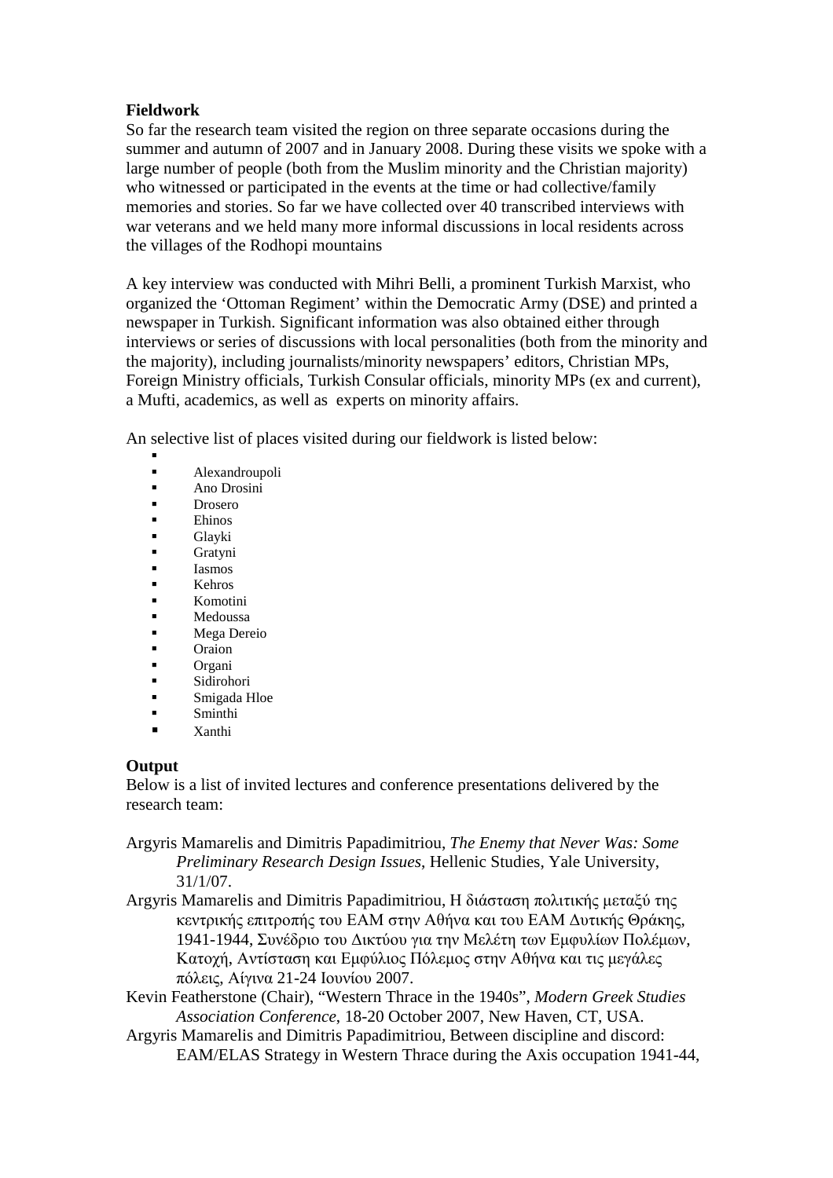**Fieldwork**

So far the research team visited the region on three separate occasions during the summer and autumn of 2007 and in January 2008. During these visits we spoke with a large number of people (both from the Muslim minority and the Christian majority) who witnessed or participated in the events at the time or had collective/family memories and stories. So far we have collected over 40 transcribed interviews with war veterans and we held many more informal discussions in local residents across the villages of the Rodhopi mountains

A key interview was conducted with Mihri Belli, a prominent Turkish Marxist, who organized the 'Ottoman Regiment' within the Democratic Army (DSE) and printed a newspaper in Turkish. Significant information was also obtained either through interviews or series of discussions with local personalities (both from the minority and the majority), including journalists/minority newspapers' editors, Christian MPs, Foreign Ministry officials, Turkish Consular officials, minority MPs (ex and current), a Mufti, academics, as well as experts on minority affairs.

An selective list of places visited during our fieldwork is listed below:

- Alexandroupoli
- Ano Drosini
- Drosero
- Ehinos
- Glayki
- Gratyni
- Iasmos
- Kehros
- Komotini
- Medoussa
- Mega Dereio
- Oraion
- Organi
- Sidirohori
- Smigada Hloe
- Sminthi
- Xanthi

**Output**

Below is a list of invited lectures and conference presentations delivered by the research team:

Argyris Mamarelis and Dimitris Papadimitriou, *The Enemy that Never Was: Some Preliminary Research Design Issues*, Hellenic Studies, Yale University, 31/1/07.

Argyris Mamarelis and Dimitris Papadimitriou, Η διάσταση πολιτικής μεταξύ της κεντρικής επιτροπής του ΕΑΜ στην Αθήνα και του ΕΑΜ Δυτικής Θράκης, 1941-1944, Συνέδριο του Δικτύου για την Μελέτη των Εμφυλίων Πολέμων, Κατοχή, Αντίσταση και Εμφύλιος Πόλεμος στην Αθήνα και τις μεγάλες πόλεις, Αίγινα 21-24 Ιουνίου 2007.

Kevin Featherstone (Chair), "Western Thrace in the 1940s", *Modern Greek Studies Association Conference*, 18-20 October 2007, New Haven, CT, USA.

Argyris Mamarelis and Dimitris Papadimitriou, Between discipline and discord: EAM/ELAS Strategy in Western Thrace during the Axis occupation 1941-44,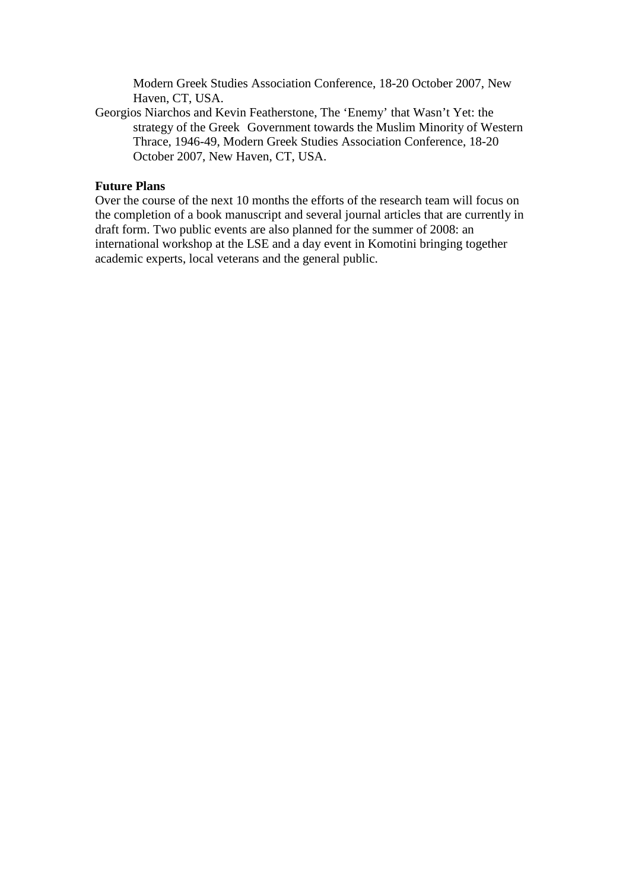Modern Greek Studies Association Conference, 18-20 October 2007, New Haven, CT, USA.

Georgios Niarchos and Kevin Featherstone, The 'Enemy' that Wasn't Yet: the strategy of the Greek Government towards the Muslim Minority of Western Thrace, 1946-49, Modern Greek Studies Association Conference, 18-20 October 2007, New Haven, CT, USA.

**Future Plans**

Over the course of the next 10 months the efforts of the research team will focus on the completion of a book manuscript and several journal articles that are currently in draft form. Two public events are also planned for the summer of 2008: an international workshop at the LSE and a day event in Komotini bringing together academic experts, local veterans and the general public.